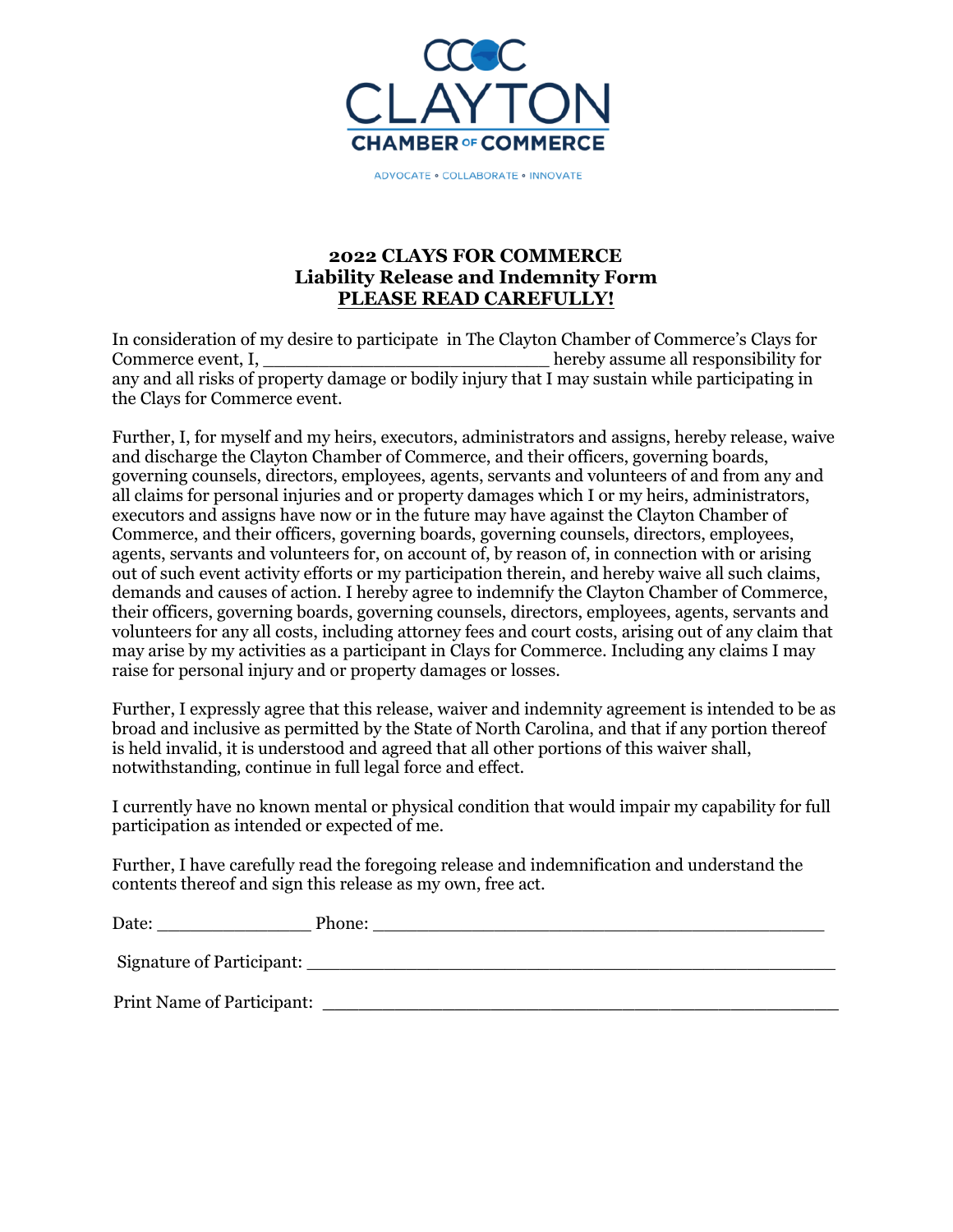CLAYTON CHAMBER OF COMMERCE

ADVOCATE • COLLABORATE • INNOVATE

**2022 CLAYS FOR COMMERCE**
**Liability Release and Indemnity Form**
**PLEASE READ CAREFULLY!**

In consideration of my desire to participate in The Clayton Chamber of Commerce's Clays for Commerce event, I, ___________________________ hereby assume all responsibility for any and all risks of property damage or bodily injury that I may sustain while participating in the Clays for Commerce event.

Further, I, for myself and my heirs, executors, administrators and assigns, hereby release, waive and discharge the Clayton Chamber of Commerce, and their officers, governing boards, governing counsels, directors, employees, agents, servants and volunteers of and from any and all claims for personal injuries and or property damages which I or my heirs, administrators, executors and assigns have now or in the future may have against the Clayton Chamber of Commerce, and their officers, governing boards, governing counsels, directors, employees, agents, servants and volunteers for, on account of, by reason of, in connection with or arising out of such event activity efforts or my participation therein, and hereby waive all such claims, demands and causes of action. I hereby agree to indemnify the Clayton Chamber of Commerce, their officers, governing boards, governing counsels, directors, employees, agents, servants and volunteers for any all costs, including attorney fees and court costs, arising out of any claim that may arise by my activities as a participant in Clays for Commerce. Including any claims I may raise for personal injury and or property damages or losses.

Further, I expressly agree that this release, waiver and indemnity agreement is intended to be as broad and inclusive as permitted by the State of North Carolina, and that if any portion thereof is held invalid, it is understood and agreed that all other portions of this waiver shall, notwithstanding, continue in full legal force and effect.

I currently have no known mental or physical condition that would impair my capability for full participation as intended or expected of me.

Further, I have carefully read the foregoing release and indemnification and understand the contents thereof and sign this release as my own, free act.

Date: _______________ Phone: ____________________________________________

Signature of Participant: ____________________________________________________

Print Name of Participant: ___________________________________________________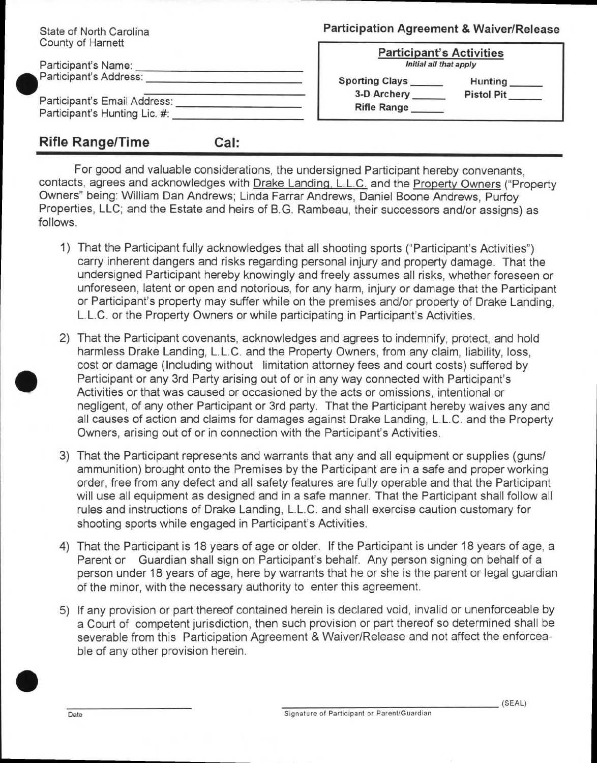State of North Carolina
County of Harnett

Participant's Name: ___________________________
Participant's Address: ___________________________
___________________________
Participant's Email Address: ___________________________
Participant's Hunting Lic. #: ___________________________

**Participation Agreement & Waiver/Release**

**Participant's Activities**
*Initial all that apply*

**Sporting Clays** ______ **Hunting** ______
**3-D Archery** ______ **Pistol Pit** ______
**Rifle Range** ______

## Rifle Range/Time Cal:

For good and valuable considerations, the undersigned Participant hereby convenants, contacts, agrees and acknowledges with Drake Landing, L.L.C. and the Property Owners ("Property Owners" being: William Dan Andrews; Linda Farrar Andrews, Daniel Boone Andrews, Purfoy Properties, LLC; and the Estate and heirs of B.G. Rambeau, their successors and/or assigns) as follows.

1) That the Participant fully acknowledges that all shooting sports ("Participant's Activities") carry inherent dangers and risks regarding personal injury and property damage. That the undersigned Participant hereby knowingly and freely assumes all risks, whether foreseen or unforeseen, latent or open and notorious, for any harm, injury or damage that the Participant or Participant's property may suffer while on the premises and/or property of Drake Landing, L.L.C. or the Property Owners or while participating in Participant's Activities.

2) That the Participant covenants, acknowledges and agrees to indemnify, protect, and hold harmless Drake Landing, L.L.C. and the Property Owners, from any claim, liability, loss, cost or damage (Including without limitation attorney fees and court costs) suffered by Participant or any 3rd Party arising out of or in any way connected with Participant's Activities or that was caused or occasioned by the acts or omissions, intentional or negligent, of any other Participant or 3rd party. That the Participant hereby waives any and all causes of action and claims for damages against Drake Landing, L.L.C. and the Property Owners, arising out of or in connection with the Participant's Activities.

3) That the Participant represents and warrants that any and all equipment or supplies (guns/ammunition) brought onto the Premises by the Participant are in a safe and proper working order, free from any defect and all safety features are fully operable and that the Participant will use all equipment as designed and in a safe manner. That the Participant shall follow all rules and instructions of Drake Landing, L.L.C. and shall exercise caution customary for shooting sports while engaged in Participant's Activities.

4) That the Participant is 18 years of age or older. If the Participant is under 18 years of age, a Parent or Guardian shall sign on Participant's behalf. Any person signing on behalf of a person under 18 years of age, here by warrants that he or she is the parent or legal guardian of the minor, with the necessary authority to enter this agreement.

5) If any provision or part thereof contained herein is declared void, invalid or unenforceable by a Court of competent jurisdiction, then such provision or part thereof so determined shall be severable from this Participation Agreement & Waiver/Release and not affect the enforceable of any other provision herein.

___________________________
Date

___________________________ (SEAL)
Signature of Participant or Parent/Guardian